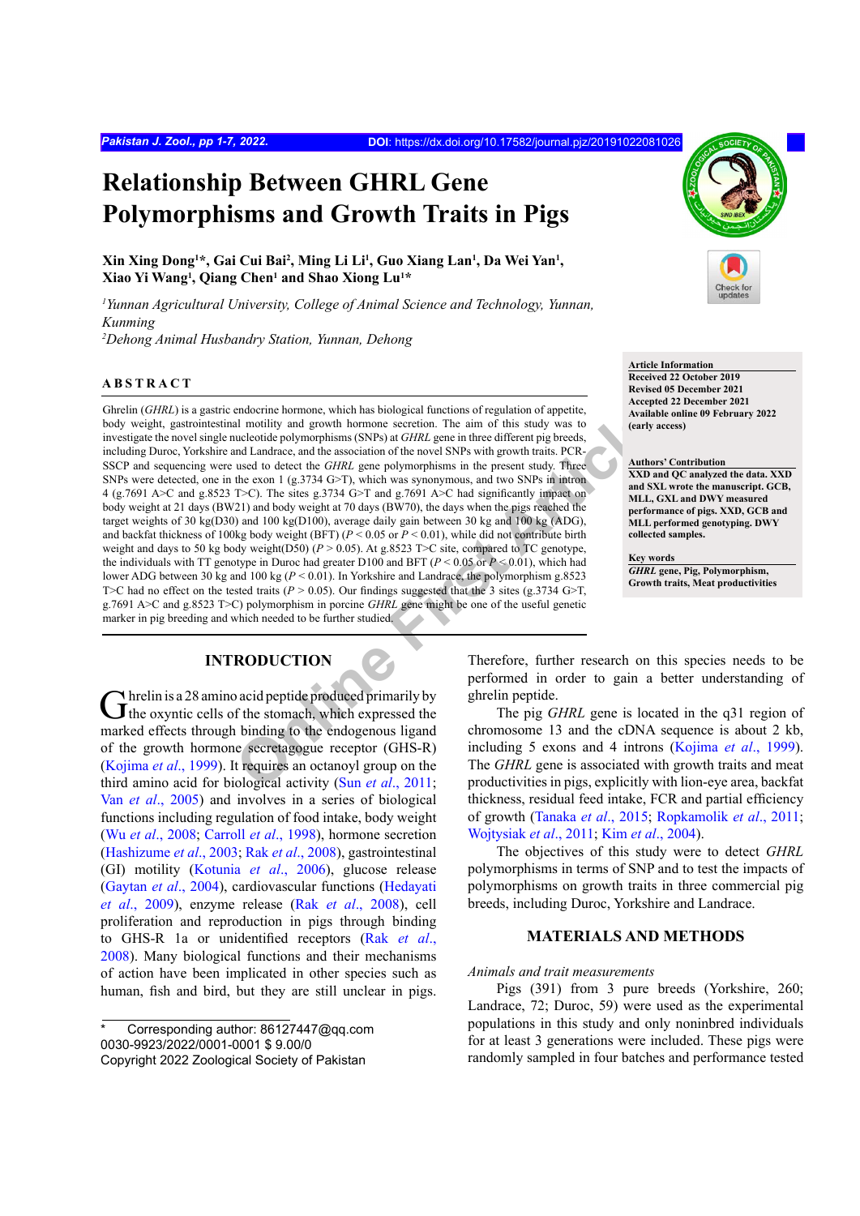# Relationship Between GHRL Gene Polymorphisms and Growth Traits in Pigs

**Xin Xing Dong[1]*, Gai Cui Bai[2], Ming Li Li[1], Guo Xiang Lan[1], Da Wei Yan[1], Xiao Yi Wang[1], Qiang Chen[1] and Shao Xiong Lu[1]***

*[1]Yunnan Agricultural University, College of Animal Science and Technology, Yunnan, Kunming*
*[2]Dehong Animal Husbandry Station, Yunnan, Dehong*

**Article Information**
Received 22 October 2019
Revised 05 December 2021
Accepted 22 December 2021
Available online 09 February 2022 (early access)

**Authors' Contribution**
XXD and QC analyzed the data. XXD and SXL wrote the manuscript. GCB, MLL, GXL and DWY measured performance of pigs. XXD, GCB and MLL performed genotyping. DWY collected samples.

**Key words**
*GHRL* gene, Pig, Polymorphism, Growth traits, Meat productivities

## ABSTRACT

Ghrelin (*GHRL*) is a gastric endocrine hormone, which has biological functions of regulation of appetite, body weight, gastrointestinal motility and growth hormone secretion. The aim of this study was to investigate the novel single nucleotide polymorphisms (SNPs) at *GHRL* gene in three different pig breeds, including Duroc, Yorkshire and Landrace, and the association of the novel SNPs with growth traits. PCR-SSCP and sequencing were used to detect the *GHRL* gene polymorphisms in the present study. Three SNPs were detected, one in the exon 1 (g.3734 G>T), which was synonymous, and two SNPs in intron 4 (g.7691 A>C and g.8523 T>C). The sites g.3734 G>T and g.7691 A>C had significantly impact on body weight at 21 days (BW21) and body weight at 70 days (BW70), the days when the pigs reached the target weights of 30 kg(D30) and 100 kg(D100), average daily gain between 30 kg and 100 kg (ADG), and backfat thickness of 100kg body weight (BFT) ($P < 0.05$ or $P < 0.01$), while did not contribute birth weight and days to 50 kg body weight(D50) ($P > 0.05$). At g.8523 T>C site, compared to TC genotype, the individuals with TT genotype in Duroc had greater D100 and BFT ($P < 0.05$ or $P < 0.01$), which had lower ADG between 30 kg and 100 kg ($P < 0.01$). In Yorkshire and Landrace, the polymorphism g.8523 T>C had no effect on the tested traits ($P > 0.05$). Our findings suggested that the 3 sites (g.3734 G>T, g.7691 A>C and g.8523 T>C) polymorphism in porcine *GHRL* gene might be one of the useful genetic marker in pig breeding and which needed to be further studied.

## INTRODUCTION

Ghrelin is a 28 amino acid peptide produced primarily by the oxyntic cells of the stomach, which expressed the marked effects through binding to the endogenous ligand of the growth hormone secretagogue receptor (GHS-R) (Kojima *et al*., 1999). It requires an octanoyl group on the third amino acid for biological activity (Sun *et al*., 2011; Van *et al*., 2005) and involves in a series of biological functions including regulation of food intake, body weight (Wu *et al*., 2008; Carroll *et al*., 1998), hormone secretion (Hashizume *et al*., 2003; Rak *et al*., 2008), gastrointestinal (GI) motility (Kotunia *et al*., 2006), glucose release (Gaytan *et al*., 2004), cardiovascular functions (Hedayati *et al*., 2009), enzyme release (Rak *et al*., 2008), cell proliferation and reproduction in pigs through binding to GHS-R 1a or unidentified receptors (Rak *et al*., 2008). Many biological functions and their mechanisms of action have been implicated in other species such as human, fish and bird, but they are still unclear in pigs. Therefore, further research on this species needs to be performed in order to gain a better understanding of ghrelin peptide.

The pig *GHRL* gene is located in the q31 region of chromosome 13 and the cDNA sequence is about 2 kb, including 5 exons and 4 introns (Kojima *et al*., 1999). The *GHRL* gene is associated with growth traits and meat productivities in pigs, explicitly with lion-eye area, backfat thickness, residual feed intake, FCR and partial efficiency of growth (Tanaka *et al*., 2015; Ropkamolik *et al*., 2011; Wojtysiak *et al*., 2011; Kim *et al*., 2004).

The objectives of this study were to detect *GHRL* polymorphisms in term of SNP and to test the impacts of polymorphisms on growth traits in three commercial pig breeds, including Duroc, Yorkshire and Landrace.

## MATERIALS AND METHODS

### *Animals and trait measurements*

Pigs (391) from 3 pure breeds (Yorkshire, 260; Landrace, 72; Duroc, 59) were used as the experimental populations in this study and only noninbred individuals for at least 3 generations were included. These pigs were randomly sampled in four batches and performance tested

\* Corresponding author: 86127447@qq.com
0030-9923/2022/0001-0001 $ 9.00/0
Copyright 2022 Zoological Society of Pakistan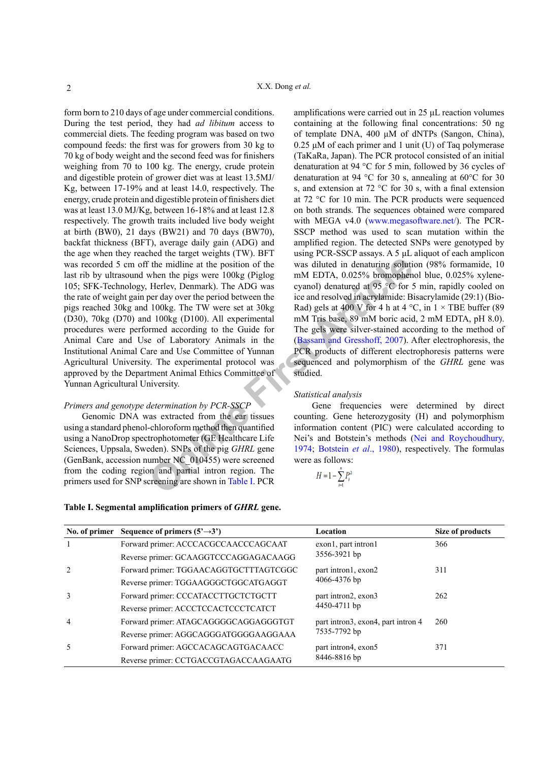form born to 210 days of age under commercial conditions. During the test period, they had *ad libitum* access to commercial diets. The feeding program was based on two compound feeds: the first was for growers from 30 kg to 70 kg of body weight and the second feed was for finishers weighing from 70 to 100 kg. The energy, crude protein and digestible protein of grower diet was at least 13.5MJ/Kg, between 17-19% and at least 14.0, respectively. The energy, crude protein and digestible protein of finishers diet was at least 13.0 MJ/Kg, between 16-18% and at least 12.8 respectively. The growth traits included live body weight at birth (BW0), 21 days (BW21) and 70 days (BW70), backfat thickness (BFT), average daily gain (ADG) and the age when they reached the target weights (TW). BFT was recorded 5 cm off the midline at the position of the last rib by ultrasound when the pigs were 100kg (Piglog 105; SFK-Technology, Herlev, Denmark). The ADG was the rate of weight gain per day over the period between the pigs reached 30kg and 100kg. The TW were set at 30kg (D30), 70kg (D70) and 100kg (D100). All experimental procedures were performed according to the Guide for Animal Care and Use of Laboratory Animals in the Institutional Animal Care and Use Committee of Yunnan Agricultural University. The experimental protocol was approved by the Department Animal Ethics Committee of Yunnan Agricultural University.

*Primers and genotype determination by PCR-SSCP*

Genomic DNA was extracted from the ear tissues using a standard phenol-chloroform method then quantified using a NanoDrop spectrophotometer (GE Healthcare Life Sciences, Uppsala, Sweden). SNPs of the pig *GHRL* gene (GenBank, accession number NC_010455) were screened from the coding region and partial intron region. The primers used for SNP screening are shown in Table I. PCR amplifications were carried out in 25 μL reaction volumes containing at the following final concentrations: 50 ng of template DNA, 400 μM of dNTPs (Sangon, China), 0.25 μM of each primer and 1 unit (U) of Taq polymerase (TaKaRa, Japan). The PCR protocol consisted of an initial denaturation at 94 °C for 5 min, followed by 36 cycles of denaturation at 94 °C for 30 s, annealing at 60°C for 30 s, and extension at 72 °C for 30 s, with a final extension at 72 °C for 10 min. The PCR products were sequenced on both strands. The sequences obtained were compared with MEGA v4.0 (www.megasoftware.net/). The PCR-SSCP method was used to scan mutation within the amplified region. The detected SNPs were genotyped by using PCR-SSCP assays. A 5 μL aliquot of each amplicon was diluted in denaturing solution (98% formamide, 10 mM EDTA, 0.025% bromophenol blue, 0.025% xylene-cyanol) denatured at 95 °C for 5 min, rapidly cooled on ice and resolved in acrylamide: Bisacrylamide (29:1) (Bio-Rad) gels at 400 V for 4 h at 4 °C, in 1 × TBE buffer (89 mM Tris base, 89 mM boric acid, 2 mM EDTA, pH 8.0). The gels were silver-stained according to the method of (Bassam and Gresshoff, 2007). After electrophoresis, the PCR products of different electrophoresis patterns were sequenced and polymorphism of the *GHRL* gene was studied.

*Statistical analysis*

Gene frequencies were determined by direct counting. Gene heterozygosity (H) and polymorphism information content (PIC) were calculated according to Nei's and Botstein's methods (Nei and Roychoudhury, 1974; Botstein *et al*., 1980), respectively. The formulas were as follows:

$$H = 1 - \sum_{i=1}^{n} P_i^2$$

**Table I. Segmental amplification primers of *GHRL* gene.**

| No. of primer | Sequence of primers (5'→3') | Location | Size of products |
|---|---|---|---|
| 1 | Forward primer: ACCCACGCCAACCCAGCAAT | exon1, part intron1 | 366 |
| | Reverse primer: GCAAGGTCCCAGGAGACAAGG | 3556-3921 bp | |
| 2 | Forward primer: TGGAACAGGTGCTTTAGTCGGC | part intron1, exon2 | 311 |
| | Reverse primer: TGGAAGGGCTGGCATGAGGT | 4066-4376 bp | |
| 3 | Forward primer: CCCATACCTTGCTCTGCTT | part intron2, exon3 | 262 |
| | Reverse primer: ACCCTCCACTCCCTCATCT | 4450-4711 bp | |
| 4 | Forward primer: ATAGCAGGGGCAGGAGGGTGT | part intron3, exon4, part intron 4 | 260 |
| | Reverse primer: AGGCAGGGATGGGGAAGGAAA | 7535-7792 bp | |
| 5 | Forward primer: AGCCACAGCAGTGACAACC | part intron4, exon5 | 371 |
| | Reverse primer: CCTGACCGTAGACCAAGAATG | 8446-8816 bp | |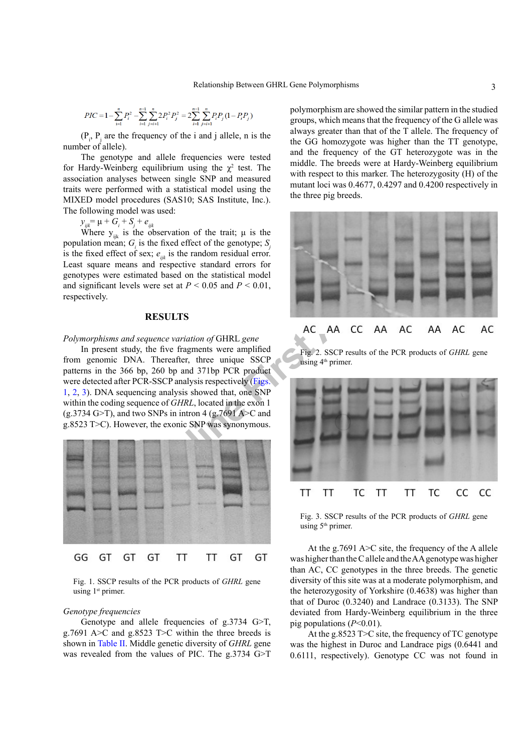$$PIC = 1 - \sum_{i=1}^{n} P_i^2 - \sum_{i=1}^{n-1}\sum_{j=i+1}^{n} 2P_i^2P_j^2 = 2\sum_{i=1}^{n-1}\sum_{j=i+1}^{n} P_iP_j(1-P_iP_j)$$

($P_i$, $P_j$ are the frequency of the i and j allele, n is the number of allele).

The genotype and allele frequencies were tested for Hardy-Weinberg equilibrium using the $\chi^2$ test. The association analyses between single SNP and measured traits were performed with a statistical model using the MIXED model procedures (SAS10; SAS Institute, Inc.). The following model was used:

$$y_{ijk} = \mu + G_i + S_j + e_{ijk}$$

Where $y_{ijk}$ is the observation of the trait; μ is the population mean; $G_i$ is the fixed effect of the genotype; $S_j$ is the fixed effect of sex; $e_{ijk}$ is the random residual error. Least square means and respective standard errors for genotypes were estimated based on the statistical model and significant levels were set at $P < 0.05$ and $P < 0.01$, respectively.

## RESULTS

*Polymorphisms and sequence variation of* GHRL *gene*

In present study, the five fragments were amplified from genomic DNA. Thereafter, three unique SSCP patterns in the 366 bp, 260 bp and 371bp PCR product were detected after PCR-SSCP analysis respectively (Figs. 1, 2, 3). DNA sequencing analysis showed that, one SNP within the coding sequence of *GHRL*, located in the exon 1 (g.3734 G>T), and two SNPs in intron 4 (g.7691 A>C and g.8523 T>C). However, the exonic SNP was synonymous.

GG GT GT GT TT TT GT GT

Fig. 1. SSCP results of the PCR products of *GHRL* gene using 1st primer.

*Genotype frequencies*

Genotype and allele frequencies of g.3734 G>T, g.7691 A>C and g.8523 T>C within the three breeds is shown in Table II. Middle genetic diversity of *GHRL* gene was revealed from the values of PIC. The g.3734 G>T polymorphism are showed the similar pattern in the studied groups, which means that the frequency of the G allele was always greater than that of the T allele. The frequency of the GG homozygote was higher than the TT genotype, and the frequency of the GT heterozygote was in the middle. The breeds were at Hardy-Weinberg equilibrium with respect to this marker. The heterozygosity (H) of the mutant loci was 0.4677, 0.4297 and 0.4200 respectively in the three pig breeds.

AC AA CC AA AC AA AC AC

Fig. 2. SSCP results of the PCR products of *GHRL* gene using 4th primer.

TT TT TC TT TT TC CC CC

Fig. 3. SSCP results of the PCR products of *GHRL* gene using 5th primer.

At the g.7691 A>C site, the frequency of the A allele was higher than the C allele and the AA genotype was higher than AC, CC genotypes in the three breeds. The genetic diversity of this site was at a moderate polymorphism, and the heterozygosity of Yorkshire (0.4638) was higher than that of Duroc (0.3240) and Landrace (0.3133). The SNP deviated from Hardy-Weinberg equilibrium in the three pig populations ($P<0.01$).

At the g.8523 T>C site, the frequency of TC genotype was the highest in Duroc and Landrace pigs (0.6441 and 0.6111, respectively). Genotype CC was not found in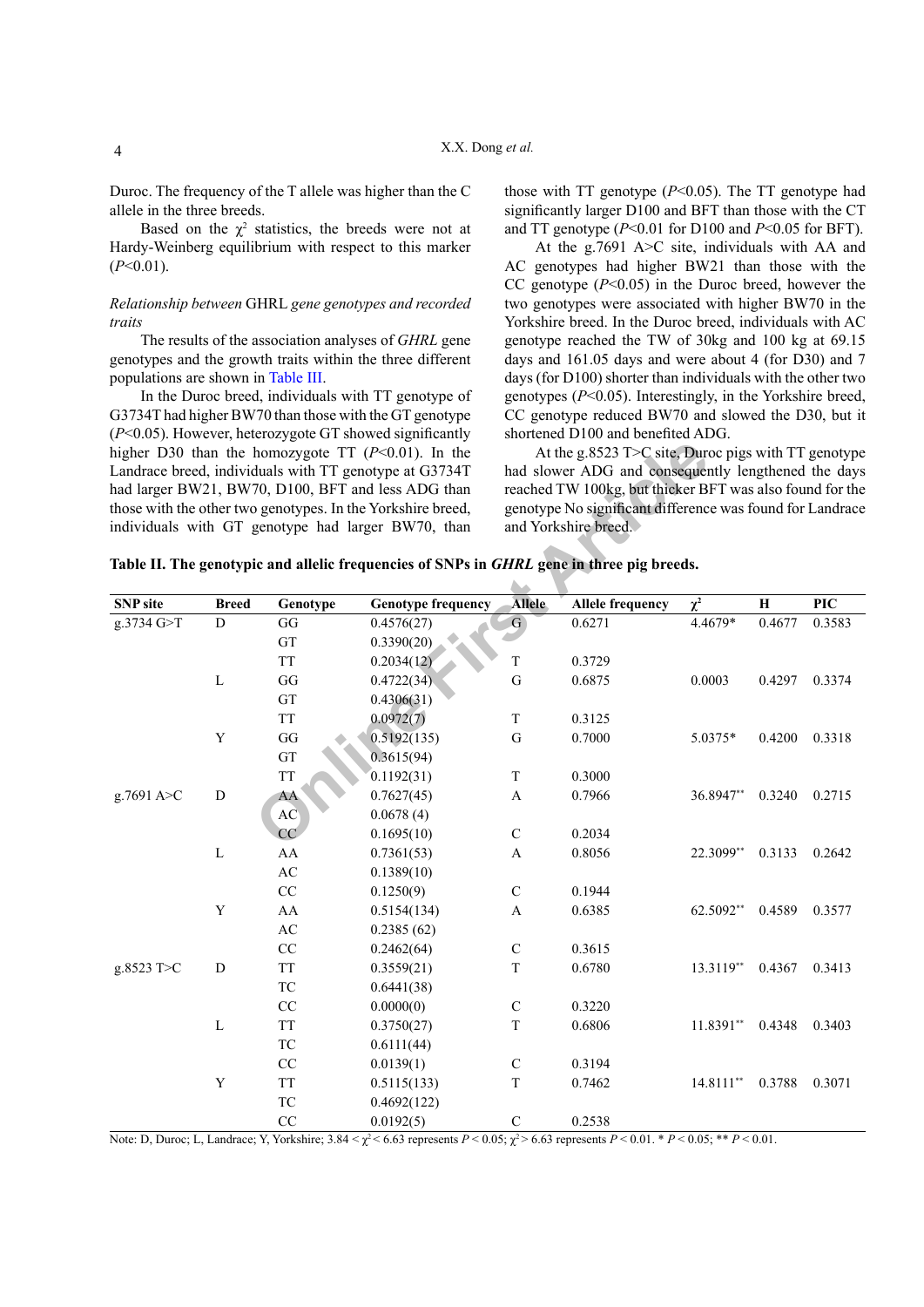Duroc. The frequency of the T allele was higher than the C allele in the three breeds.

Based on the $\chi^2$ statistics, the breeds were not at Hardy-Weinberg equilibrium with respect to this marker ($P<0.01$).

*Relationship between* GHRL *gene genotypes and recorded traits*

The results of the association analyses of *GHRL* gene genotypes and the growth traits within the three different populations are shown in Table III.

In the Duroc breed, individuals with TT genotype of G3734T had higher BW70 than those with the GT genotype ($P<0.05$). However, heterozygote GT showed significantly higher D30 than the homozygote TT ($P<0.01$). In the Landrace breed, individuals with TT genotype at G3734T had larger BW21, BW70, D100, BFT and less ADG than those with the other two genotypes. In the Yorkshire breed, individuals with GT genotype had larger BW70, than those with TT genotype ($P<0.05$). The TT genotype had significantly larger D100 and BFT than those with the CT and TT genotype ($P<0.01$ for D100 and $P<0.05$ for BFT).

At the g.7691 A>C site, individuals with AA and AC genotypes had higher BW21 than those with the CC genotype ($P<0.05$) in the Duroc breed, however the two genotypes were associated with higher BW70 in the Yorkshire breed. In the Duroc breed, individuals with AC genotype reached the TW of 30kg and 100 kg at 69.15 days and 161.05 days and were about 4 (for D30) and 7 days (for D100) shorter than individuals with the other two genotypes ($P<0.05$). Interestingly, in the Yorkshire breed, CC genotype reduced BW70 and slowed the D30, but it shortened D100 and benefited ADG.

At the g.8523 T>C site, Duroc pigs with TT genotype had slower ADG and consequently lengthened the days reached TW 100kg, but thicker BFT was also found for the genotype No significant difference was found for Landrace and Yorkshire breed.

**Table II. The genotypic and allelic frequencies of SNPs in *GHRL* gene in three pig breeds.**

| SNP site | Breed | Genotype | Genotype frequency | Allele | Allele frequency | $\chi^2$ | H | PIC |
|---|---|---|---|---|---|---|---|---|
| g.3734 G>T | D | GG | 0.4576(27) | G | 0.6271 | 4.4679* | 0.4677 | 0.3583 |
| | | GT | 0.3390(20) | | | | | |
| | | TT | 0.2034(12) | T | 0.3729 | | | |
| | L | GG | 0.4722(34) | G | 0.6875 | 0.0003 | 0.4297 | 0.3374 |
| | | GT | 0.4306(31) | | | | | |
| | | TT | 0.0972(7) | T | 0.3125 | | | |
| | Y | GG | 0.5192(135) | G | 0.7000 | 5.0375* | 0.4200 | 0.3318 |
| | | GT | 0.3615(94) | | | | | |
| | | TT | 0.1192(31) | T | 0.3000 | | | |
| g.7691 A>C | D | AA | 0.7627(45) | A | 0.7966 | 36.8947** | 0.3240 | 0.2715 |
| | | AC | 0.0678 (4) | | | | | |
| | | CC | 0.1695(10) | C | 0.2034 | | | |
| | L | AA | 0.7361(53) | A | 0.8056 | 22.3099** | 0.3133 | 0.2642 |
| | | AC | 0.1389(10) | | | | | |
| | | CC | 0.1250(9) | C | 0.1944 | | | |
| | Y | AA | 0.5154(134) | A | 0.6385 | 62.5092** | 0.4589 | 0.3577 |
| | | AC | 0.2385 (62) | | | | | |
| | | CC | 0.2462(64) | C | 0.3615 | | | |
| g.8523 T>C | D | TT | 0.3559(21) | T | 0.6780 | 13.3119** | 0.4367 | 0.3413 |
| | | TC | 0.6441(38) | | | | | |
| | | CC | 0.0000(0) | C | 0.3220 | | | |
| | L | TT | 0.3750(27) | T | 0.6806 | 11.8391** | 0.4348 | 0.3403 |
| | | TC | 0.6111(44) | | | | | |
| | | CC | 0.0139(1) | C | 0.3194 | | | |
| | Y | TT | 0.5115(133) | T | 0.7462 | 14.8111** | 0.3788 | 0.3071 |
| | | TC | 0.4692(122) | | | | | |
| | | CC | 0.0192(5) | C | 0.2538 | | | |

Note: D, Duroc; L, Landrace; Y, Yorkshire; $3.84 < \chi^2 < 6.63$ represents $P < 0.05$; $\chi^2 > 6.63$ represents $P < 0.01$. * $P < 0.05$; ** $P < 0.01$.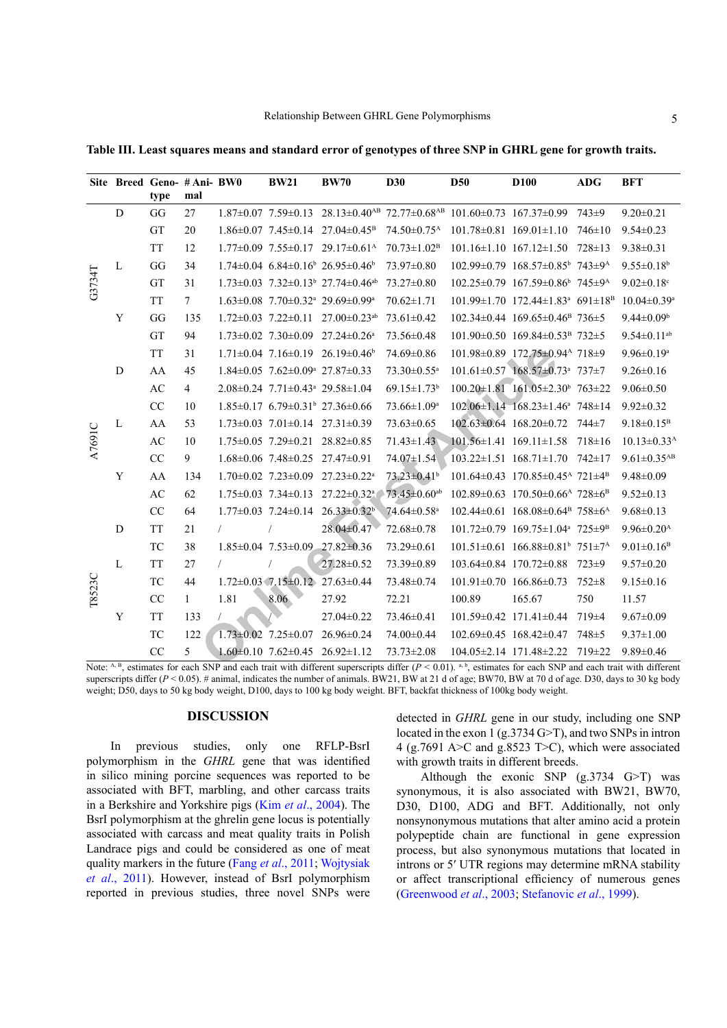**Table III. Least squares means and standard error of genotypes of three SNP in GHRL gene for growth traits.**

| Site | Breed | Genotype | # Animal | BW0 | BW21 | BW70 | D30 | D50 | D100 | ADG | BFT |
|---|---|---|---|---|---|---|---|---|---|---|---|
| G3734T | D | GG | 27 | 1.87±0.07 | 7.59±0.13 | 28.13±0.40$^{AB}$ | 72.77±0.68$^{AB}$ | 101.60±0.73 | 167.37±0.99 | 743±9 | 9.20±0.21 |
| | | GT | 20 | 1.86±0.07 | 7.45±0.14 | 27.04±0.45$^{B}$ | 74.50±0.75$^{A}$ | 101.78±0.81 | 169.01±1.10 | 746±10 | 9.54±0.23 |
| | | TT | 12 | 1.77±0.09 | 7.55±0.17 | 29.17±0.61$^{A}$ | 70.73±1.02$^{B}$ | 101.16±1.10 | 167.12±1.50 | 728±13 | 9.38±0.31 |
| | L | GG | 34 | 1.74±0.04 | 6.84±0.16$^{b}$ | 26.95±0.46$^{b}$ | 73.97±0.80 | 102.99±0.79 | 168.57±0.85$^{b}$ | 743±9$^{A}$ | 9.55±0.18$^{b}$ |
| | | GT | 31 | 1.73±0.03 | 7.32±0.13$^{b}$ | 27.74±0.46$^{ab}$ | 73.27±0.80 | 102.25±0.79 | 167.59±0.86$^{b}$ | 745±9$^{A}$ | 9.02±0.18$^{c}$ |
| | | TT | 7 | 1.63±0.08 | 7.70±0.32$^{a}$ | 29.69±0.99$^{a}$ | 70.62±1.71 | 101.99±1.70 | 172.44±1.83$^{a}$ | 691±18$^{B}$ | 10.04±0.39$^{a}$ |
| | Y | GG | 135 | 1.72±0.03 | 7.22±0.11 | 27.00±0.23$^{ab}$ | 73.61±0.42 | 102.34±0.44 | 169.65±0.46$^{B}$ | 736±5 | 9.44±0.09$^{b}$ |
| | | GT | 94 | 1.73±0.02 | 7.30±0.09 | 27.24±0.26$^{a}$ | 73.56±0.48 | 101.90±0.50 | 169.84±0.53$^{B}$ | 732±5 | 9.54±0.11$^{ab}$ |
| | | TT | 31 | 1.71±0.04 | 7.16±0.19 | 26.19±0.46$^{b}$ | 74.69±0.86 | 101.98±0.89 | 172.75±0.94$^{A}$ | 718±9 | 9.96±0.19$^{a}$ |
| A7691C | D | AA | 45 | 1.84±0.05 | 7.62±0.09$^{a}$ | 27.87±0.33 | 73.30±0.55$^{a}$ | 101.61±0.57 | 168.57±0.73$^{a}$ | 737±7 | 9.26±0.16 |
| | | AC | 4 | 2.08±0.24 | 7.71±0.43$^{a}$ | 29.58±1.04 | 69.15±1.73$^{b}$ | 100.20±1.81 | 161.05±2.30$^{b}$ | 763±22 | 9.06±0.50 |
| | | CC | 10 | 1.85±0.17 | 6.79±0.31$^{b}$ | 27.36±0.66 | 73.66±1.09$^{a}$ | 102.06±1.14 | 168.23±1.46$^{a}$ | 748±14 | 9.92±0.32 |
| | L | AA | 53 | 1.73±0.03 | 7.01±0.14 | 27.31±0.39 | 73.63±0.65 | 102.63±0.64 | 168.20±0.72 | 744±7 | 9.18±0.15$^{B}$ |
| | | AC | 10 | 1.75±0.05 | 7.29±0.21 | 28.82±0.85 | 71.43±1.43 | 101.56±1.41 | 169.11±1.58 | 718±16 | 10.13±0.33$^{A}$ |
| | | CC | 9 | 1.68±0.06 | 7.48±0.25 | 27.47±0.91 | 74.07±1.54 | 103.22±1.51 | 168.71±1.70 | 742±17 | 9.61±0.35$^{AB}$ |
| | Y | AA | 134 | 1.70±0.02 | 7.23±0.09 | 27.23±0.22$^{a}$ | 73.23±0.41$^{b}$ | 101.64±0.43 | 170.85±0.45$^{A}$ | 721±4$^{B}$ | 9.48±0.09 |
| | | AC | 62 | 1.75±0.03 | 7.34±0.13 | 27.22±0.32$^{a}$ | 73.45±0.60$^{ab}$ | 102.89±0.63 | 170.50±0.66$^{A}$ | 728±6$^{B}$ | 9.52±0.13 |
| | | CC | 64 | 1.77±0.03 | 7.24±0.14 | 26.33±0.32$^{b}$ | 74.64±0.58$^{a}$ | 102.44±0.61 | 168.08±0.64$^{B}$ | 758±6$^{A}$ | 9.68±0.13 |
| T8523C | D | TT | 21 | / | / | 28.04±0.47 | 72.68±0.78 | 101.72±0.79 | 169.75±1.04$^{a}$ | 725±9$^{B}$ | 9.96±0.20$^{A}$ |
| | | TC | 38 | 1.85±0.04 | 7.53±0.09 | 27.82±0.36 | 73.29±0.61 | 101.51±0.61 | 166.88±0.81$^{b}$ | 751±7$^{A}$ | 9.01±0.16$^{B}$ |
| | L | TT | 27 | / | / | 27.28±0.52 | 73.39±0.89 | 103.64±0.84 | 170.72±0.88 | 723±9 | 9.57±0.20 |
| | | TC | 44 | 1.72±0.03 | 7.15±0.12 | 27.63±0.44 | 73.48±0.74 | 101.91±0.70 | 166.86±0.73 | 752±8 | 9.15±0.16 |
| | | CC | 1 | 1.81 | 8.06 | 27.92 | 72.21 | 100.89 | 165.67 | 750 | 11.57 |
| | Y | TT | 133 | / | / | 27.04±0.22 | 73.46±0.41 | 101.59±0.42 | 171.41±0.44 | 719±4 | 9.67±0.09 |
| | | TC | 122 | 1.73±0.02 | 7.25±0.07 | 26.96±0.24 | 74.00±0.44 | 102.69±0.45 | 168.42±0.47 | 748±5 | 9.37±1.00 |
| | | CC | 5 | 1.60±0.10 | 7.62±0.45 | 26.92±1.12 | 73.73±2.08 | 104.05±2.14 | 171.48±2.22 | 719±22 | 9.89±0.46 |

Note: A, B, estimates for each SNP and each trait with different superscripts differ ($P < 0.01$). a, b, estimates for each SNP and each trait with different superscripts differ ($P < 0.05$). # animal, indicates the number of animals. BW21, BW at 21 d of age; BW70, BW at 70 d of age. D30, days to 30 kg body weight; D50, days to 50 kg body weight, D100, days to 100 kg body weight. BFT, backfat thickness of 100kg body weight.

## DISCUSSION

In previous studies, only one RFLP-BsrI polymorphism in the *GHRL* gene that was identified in silico mining porcine sequences was reported to be associated with BFT, marbling, and other carcass traits in a Berkshire and Yorkshire pigs (Kim *et al*., 2004). The BsrI polymorphism at the ghrelin gene locus is potentially associated with carcass and meat quality traits in Polish Landrace pigs and could be considered as one of meat quality markers in the future (Fang *et al*., 2011; Wojtysiak *et al*., 2011). However, instead of BsrI polymorphism reported in previous studies, three novel SNPs were detected in *GHRL* gene in our study, including one SNP located in the exon 1 (g.3734 G>T), and two SNPs in intron 4 (g.7691 A>C and g.8523 T>C), which were associated with growth traits in different breeds.

Although the exonic SNP (g.3734 G>T) was synonymous, it is also associated with BW21, BW70, D30, D100, ADG and BFT. Additionally, not only nonsynonymous mutations that alter amino acid a protein polypeptide chain are functional in gene expression process, but also synonymous mutations that located in introns or 5′ UTR regions may determine mRNA stability or affect transcriptional efficiency of numerous genes (Greenwood *et al*., 2003; Stefanovic *et al*., 1999).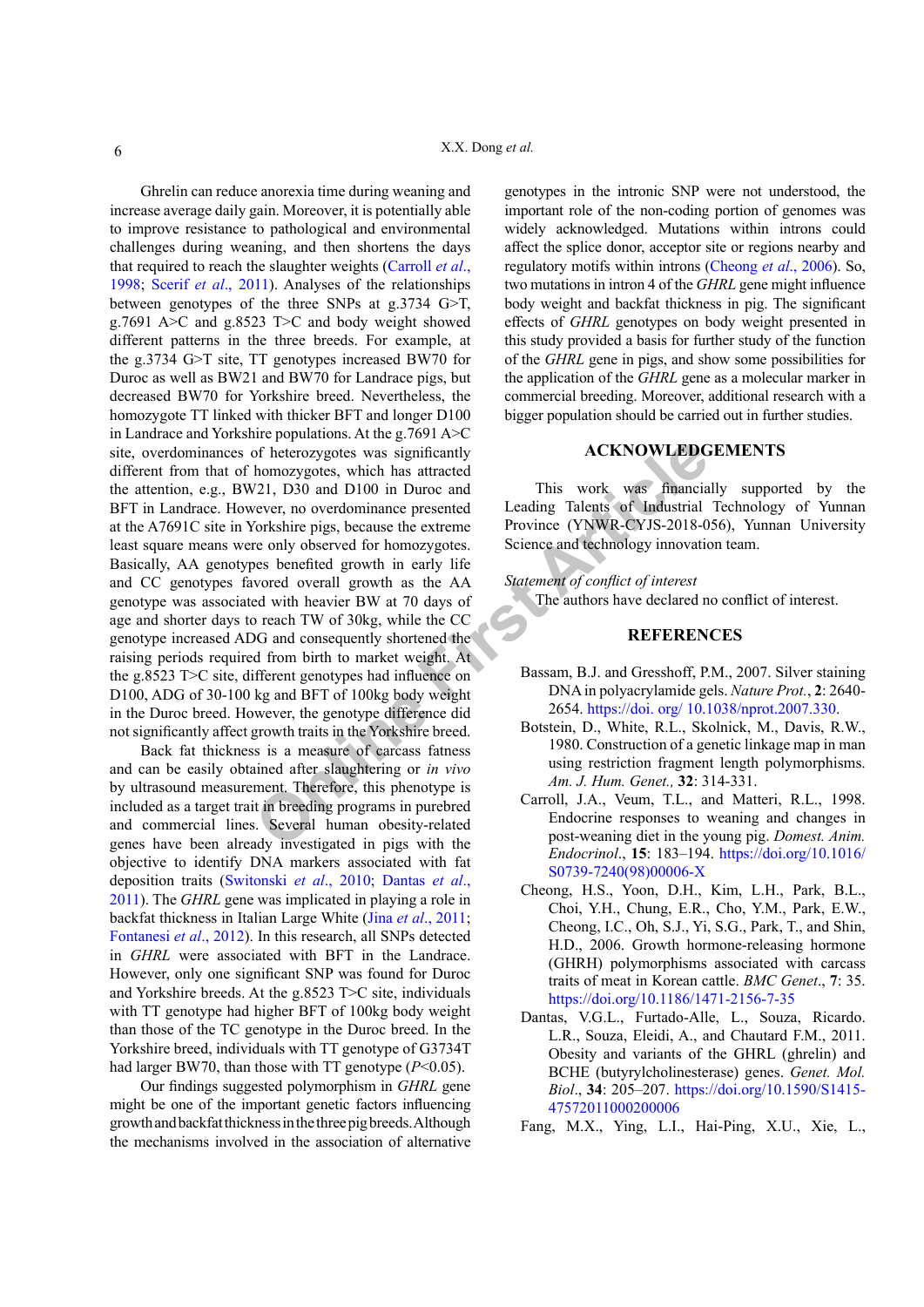Ghrelin can reduce anorexia time during weaning and increase average daily gain. Moreover, it is potentially able to improve resistance to pathological and environmental challenges during weaning, and then shortens the days that required to reach the slaughter weights (Carroll *et al*., 1998; Scerif *et al*., 2011). Analyses of the relationships between genotypes of the three SNPs at g.3734 G>T, g.7691 A>C and g.8523 T>C and body weight showed different patterns in the three breeds. For example, at the g.3734 G>T site, TT genotypes increased BW70 for Duroc as well as BW21 and BW70 for Landrace pigs, but decreased BW70 for Yorkshire breed. Nevertheless, the homozygote TT linked with thicker BFT and longer D100 in Landrace and Yorkshire populations. At the g.7691 A>C site, overdominances of heterozygotes was significantly different from that of homozygotes, which has attracted the attention, e.g., BW21, D30 and D100 in Duroc and BFT in Landrace. However, no overdominance presented at the A7691C site in Yorkshire pigs, because the extreme least square means were only observed for homozygotes. Basically, AA genotypes benefited growth in early life and CC genotypes favored overall growth as the AA genotype was associated with heavier BW at 70 days of age and shorter days to reach TW of 30kg, while the CC genotype increased ADG and consequently shortened the raising periods required from birth to market weight. At the g.8523 T>C site, different genotypes had influence on D100, ADG of 30-100 kg and BFT of 100kg body weight in the Duroc breed. However, the genotype difference did not significantly affect growth traits in the Yorkshire breed.

Back fat thickness is a measure of carcass fatness and can be easily obtained after slaughtering or *in vivo* by ultrasound measurement. Therefore, this phenotype is included as a target trait in breeding programs in purebred and commercial lines. Several human obesity-related genes have been already investigated in pigs with the objective to identify DNA markers associated with fat deposition traits (Switonski *et al*., 2010; Dantas *et al*., 2011). The *GHRL* gene was implicated in playing a role in backfat thickness in Italian Large White (Jina *et al*., 2011; Fontanesi *et al*., 2012). In this research, all SNPs detected in *GHRL* were associated with BFT in the Landrace. However, only one significant SNP was found for Duroc and Yorkshire breeds. At the g.8523 T>C site, individuals with TT genotype had higher BFT of 100kg body weight than those of the TC genotype in the Duroc breed. In the Yorkshire breed, individuals with TT genotype of G3734T had larger BW70, than those with TT genotype ($P$<0.05).

Our findings suggested polymorphism in *GHRL* gene might be one of the important genetic factors influencing growth and backfat thickness in the three pig breeds. Although the mechanisms involved in the association of alternative genotypes in the intronic SNP were not understood, the important role of the non-coding portion of genomes was widely acknowledged. Mutations within introns could affect the splice donor, acceptor site or regions nearby and regulatory motifs within introns (Cheong *et al*., 2006). So, two mutations in intron 4 of the *GHRL* gene might influence body weight and backfat thickness in pig. The significant effects of *GHRL* genotypes on body weight presented in this study provided a basis for further study of the function of the *GHRL* gene in pigs, and show some possibilities for the application of the *GHRL* gene as a molecular marker in commercial breeding. Moreover, additional research with a bigger population should be carried out in further studies.

## ACKNOWLEDGEMENTS

This work was financially supported by the Leading Talents of Industrial Technology of Yunnan Province (YNWR-CYJS-2018-056), Yunnan University Science and technology innovation team.

*Statement of conflict of interest*

The authors have declared no conflict of interest.

## REFERENCES

Bassam, B.J. and Gresshoff, P.M., 2007. Silver staining DNA in polyacrylamide gels. *Nature Prot.*, **2**: 2640-2654. https://doi. org/ 10.1038/nprot.2007.330.

Botstein, D., White, R.L., Skolnick, M., Davis, R.W., 1980. Construction of a genetic linkage map in man using restriction fragment length polymorphisms. *Am. J. Hum. Genet.,* **32**: 314-331.

Carroll, J.A., Veum, T.L., and Matteri, R.L., 1998. Endocrine responses to weaning and changes in post-weaning diet in the young pig. *Domest. Anim. Endocrinol*., **15**: 183–194. https://doi.org/10.1016/S0739-7240(98)00006-X

Cheong, H.S., Yoon, D.H., Kim, L.H., Park, B.L., Choi, Y.H., Chung, E.R., Cho, Y.M., Park, E.W., Cheong, I.C., Oh, S.J., Yi, S.G., Park, T., and Shin, H.D., 2006. Growth hormone-releasing hormone (GHRH) polymorphisms associated with carcass traits of meat in Korean cattle. *BMC Genet*., **7**: 35. https://doi.org/10.1186/1471-2156-7-35

Dantas, V.G.L., Furtado-Alle, L., Souza, Ricardo. L.R., Souza, Eleidi, A., and Chautard F.M., 2011. Obesity and variants of the GHRL (ghrelin) and BCHE (butyrylcholinesterase) genes. *Genet. Mol. Biol*., **34**: 205–207. https://doi.org/10.1590/S1415-47572011000200006

Fang, M.X., Ying, L.I., Hai-Ping, X.U., Xie, L.,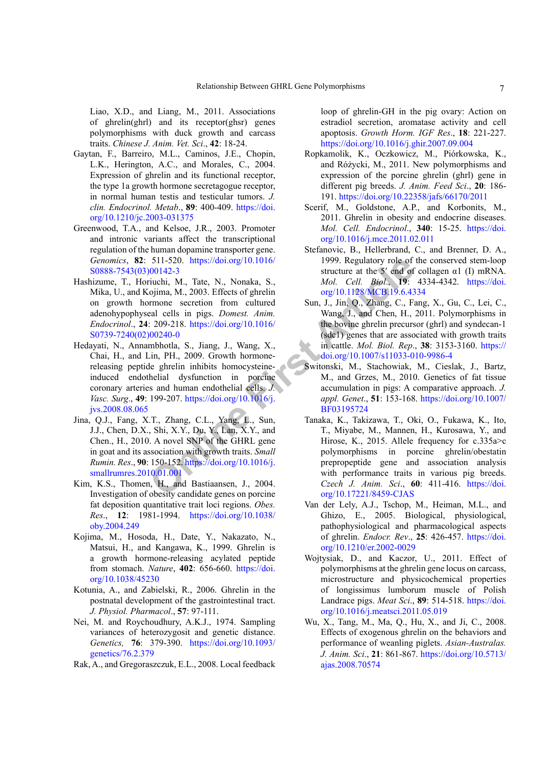Liao, X.D., and Liang, M., 2011. Associations of ghrelin(ghrl) and its receptor(ghsr) genes polymorphisms with duck growth and carcass traits. *Chinese J. Anim. Vet. Sci*., **42**: 18-24.

Gaytan, F., Barreiro, M.L., Caminos, J.E., Chopin, L.K., Herington, A.C., and Morales, C., 2004. Expression of ghrelin and its functional receptor, the type 1a growth hormone secretagogue receptor, in normal human testis and testicular tumors. *J. clin. Endocrinol. Metab*., **89**: 400-409. https://doi.org/10.1210/jc.2003-031375

Greenwood, T.A., and Kelsoe, J.R., 2003. Promoter and intronic variants affect the transcriptional regulation of the human dopamine transporter gene. *Genomics*, **82**: 511-520. https://doi.org/10.1016/S0888-7543(03)00142-3

Hashizume, T., Horiuchi, M., Tate, N., Nonaka, S., Mika, U., and Kojima, M., 2003. Effects of ghrelin on growth hormone secretion from cultured adenohypophyseal cells in pigs. *Domest. Anim. Endocrinol*., **24**: 209-218. https://doi.org/10.1016/S0739-7240(02)00240-0

Hedayati, N., Annambhotla, S., Jiang, J., Wang, X., Chai, H., and Lin, PH., 2009. Growth hormone-releasing peptide ghrelin inhibits homocysteine-induced endothelial dysfunction in porcine coronary arteries and human endothelial cells. *J. Vasc. Surg*., **49**: 199-207. https://doi.org/10.1016/j.jvs.2008.08.065

Jina, Q.J., Fang, X.T., Zhang, C.L., Yang, L., Sun, J.J., Chen, D.X., Shi, X.Y., Du, Y., Lan, X.Y., and Chen., H., 2010. A novel SNP of the GHRL gene in goat and its association with growth traits. *Small Rumin. Res*., **90**: 150-152. https://doi.org/10.1016/j.smallrumres.2010.01.001

Kim, K.S., Thomen, H., and Bastiaansen, J., 2004. Investigation of obesity candidate genes on porcine fat deposition quantitative trait loci regions. *Obes. Res*., **12**: 1981-1994. https://doi.org/10.1038/oby.2004.249

Kojima, M., Hosoda, H., Date, Y., Nakazato, N., Matsui, H., and Kangawa, K., 1999. Ghrelin is a growth hormone-releasing acylated peptide from stomach. *Nature*, **402**: 656-660. https://doi.org/10.1038/45230

Kotunia, A., and Zabielski, R., 2006. Ghrelin in the postnatal development of the gastrointestinal tract. *J. Physiol. Pharmacol*., **57**: 97-111.

Nei, M. and Roychoudhury, A.K.J., 1974. Sampling variances of heterozygosity and genetic distance. *Genetics,* **76**: 379-390. https://doi.org/10.1093/genetics/76.2.379

Rak, A., and Gregoraszczuk, E.L., 2008. Local feedback loop of ghrelin-GH in the pig ovary: Action on estradiol secretion, aromatase activity and cell apoptosis. *Growth Horm. IGF Res*., **18**: 221-227. https://doi.org/10.1016/j.ghir.2007.09.004

Ropkamolik, K., Oczkowicz, M., Piórkowska, K., and Różycki, M., 2011. New polymorphisms and expression of the porcine ghrelin (ghrl) gene in different pig breeds. *J. Anim. Feed Sci*., **20**: 186-191. https://doi.org/10.22358/jafs/66170/2011

Scerif, M., Goldstone, A.P., and Korbonits, M., 2011. Ghrelin in obesity and endocrine diseases. *Mol. Cell. Endocrinol*., **340**: 15-25. https://doi.org/10.1016/j.mce.2011.02.011

Stefanovic, B., Hellerbrand, C., and Brenner, D. A., 1999. Regulatory role of the conserved stem-loop structure at the 5′ end of collagen α1 (I) mRNA. *Mol. Cell. Biol*., **19**: 4334-4342. https://doi.org/10.1128/MCB.19.6.4334

Sun, J., Jin, Q., Zhang, C., Fang, X., Gu, C., Lei, C., Wang, J., and Chen, H., 2011. Polymorphisms in the bovine ghrelin precursor (ghrl) and syndecan-1 (sdc1) genes that are associated with growth traits in cattle. *Mol. Biol. Rep*., **38**: 3153-3160. https://doi.org/10.1007/s11033-010-9986-4

Switonski, M., Stachowiak, M., Cieslak, J., Bartz, M., and Grzes, M., 2010. Genetics of fat tissue accumulation in pigs: A comparative approach. *J. appl. Genet*., **51**: 153-168. https://doi.org/10.1007/BF03195724

Tanaka, K., Takizawa, T., Oki, O., Fukawa, K., Ito, T., Miyabe, M., Mannen, H., Kurosawa, Y., and Hirose, K., 2015. Allele frequency for c.335a>c polymorphisms in porcine ghrelin/obestatin prepropeptide gene and association analysis with performance traits in various pig breeds. *Czech J. Anim. Sci*., **60**: 411-416. https://doi.org/10.17221/8459-CJAS

Van der Lely, A.J., Tschop, M., Heiman, M.L., and Ghizo, E., 2005. Biological, physiological, pathophysiological and pharmacological aspects of ghrelin. *Endocr. Rev*., **25**: 426-457. https://doi.org/10.1210/er.2002-0029

Wojtysiak, D., and Kaczor, U., 2011. Effect of polymorphisms at the ghrelin gene locus on carcass, microstructure and physicochemical properties of longissimus lumborum muscle of Polish Landrace pigs. *Meat Sci*., **89**: 514-518. https://doi.org/10.1016/j.meatsci.2011.05.019

Wu, X., Tang, M., Ma, Q., Hu, X., and Ji, C., 2008. Effects of exogenous ghrelin on the behaviors and performance of weanling piglets. *Asian-Australas. J. Anim. Sci*., **21**: 861-867. https://doi.org/10.5713/ajas.2008.70574